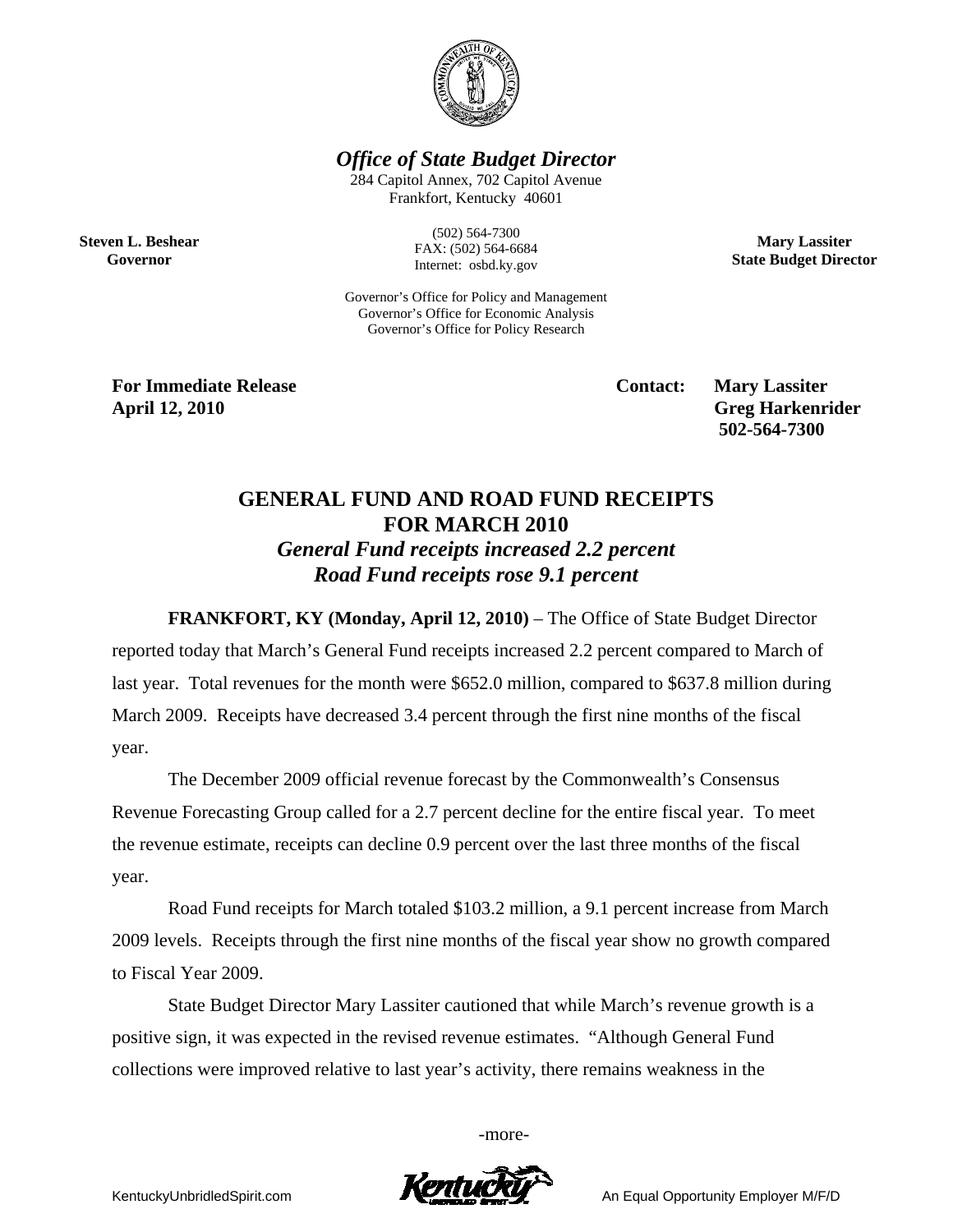*Office of State Budget Director*

284 Capitol Annex, 702 Capitol Avenue
Frankfort, Kentucky 40601

(502) 564-7300
FAX: (502) 564-6684
Internet: osbd.ky.gov

**Steven L. Beshear**
**Governor**

**Mary Lassiter**
**State Budget Director**

Governor's Office for Policy and Management
Governor's Office for Economic Analysis
Governor's Office for Policy Research

**For Immediate Release**
**April 12, 2010**

**Contact: Mary Lassiter**
**Greg Harkenrider**
**502-564-7300**

# GENERAL FUND AND ROAD FUND RECEIPTS FOR MARCH 2010

***General Fund receipts increased 2.2 percent***

***Road Fund receipts rose 9.1 percent***

**FRANKFORT, KY (Monday, April 12, 2010)** – The Office of State Budget Director reported today that March's General Fund receipts increased 2.2 percent compared to March of last year. Total revenues for the month were $652.0 million, compared to $637.8 million during March 2009. Receipts have decreased 3.4 percent through the first nine months of the fiscal year.

The December 2009 official revenue forecast by the Commonwealth's Consensus Revenue Forecasting Group called for a 2.7 percent decline for the entire fiscal year. To meet the revenue estimate, receipts can decline 0.9 percent over the last three months of the fiscal year.

Road Fund receipts for March totaled $103.2 million, a 9.1 percent increase from March 2009 levels. Receipts through the first nine months of the fiscal year show no growth compared to Fiscal Year 2009.

State Budget Director Mary Lassiter cautioned that while March's revenue growth is a positive sign, it was expected in the revised revenue estimates. "Although General Fund collections were improved relative to last year's activity, there remains weakness in the

-more-

KentuckyUnbridledSpirit.com

An Equal Opportunity Employer M/F/D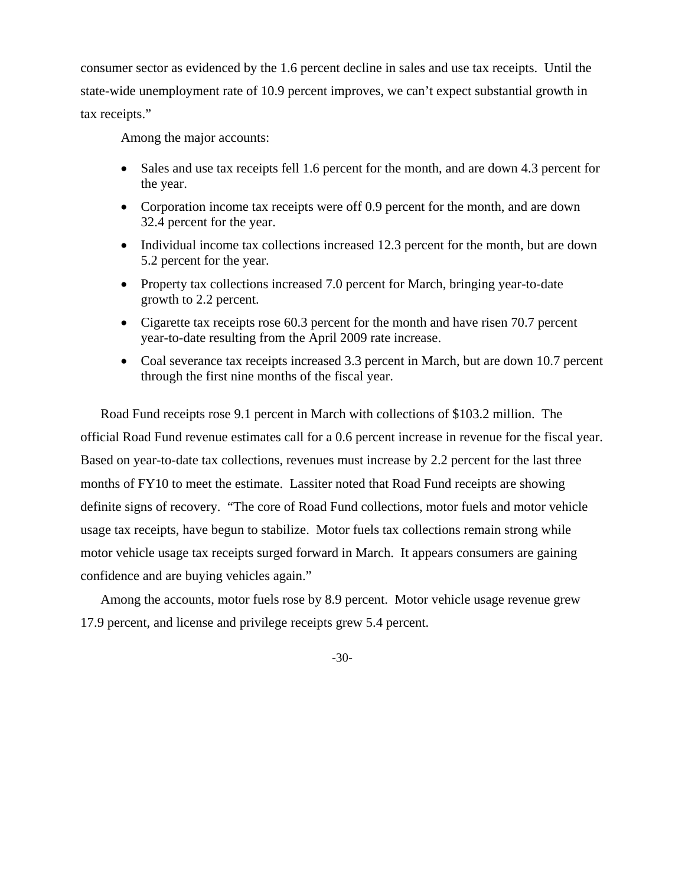consumer sector as evidenced by the 1.6 percent decline in sales and use tax receipts. Until the state-wide unemployment rate of 10.9 percent improves, we can't expect substantial growth in tax receipts."

Among the major accounts:

- Sales and use tax receipts fell 1.6 percent for the month, and are down 4.3 percent for the year.
- Corporation income tax receipts were off 0.9 percent for the month, and are down 32.4 percent for the year.
- Individual income tax collections increased 12.3 percent for the month, but are down 5.2 percent for the year.
- Property tax collections increased 7.0 percent for March, bringing year-to-date growth to 2.2 percent.
- Cigarette tax receipts rose 60.3 percent for the month and have risen 70.7 percent year-to-date resulting from the April 2009 rate increase.
- Coal severance tax receipts increased 3.3 percent in March, but are down 10.7 percent through the first nine months of the fiscal year.

Road Fund receipts rose 9.1 percent in March with collections of $103.2 million. The official Road Fund revenue estimates call for a 0.6 percent increase in revenue for the fiscal year. Based on year-to-date tax collections, revenues must increase by 2.2 percent for the last three months of FY10 to meet the estimate. Lassiter noted that Road Fund receipts are showing definite signs of recovery. "The core of Road Fund collections, motor fuels and motor vehicle usage tax receipts, have begun to stabilize. Motor fuels tax collections remain strong while motor vehicle usage tax receipts surged forward in March. It appears consumers are gaining confidence and are buying vehicles again."

Among the accounts, motor fuels rose by 8.9 percent. Motor vehicle usage revenue grew 17.9 percent, and license and privilege receipts grew 5.4 percent.

-30-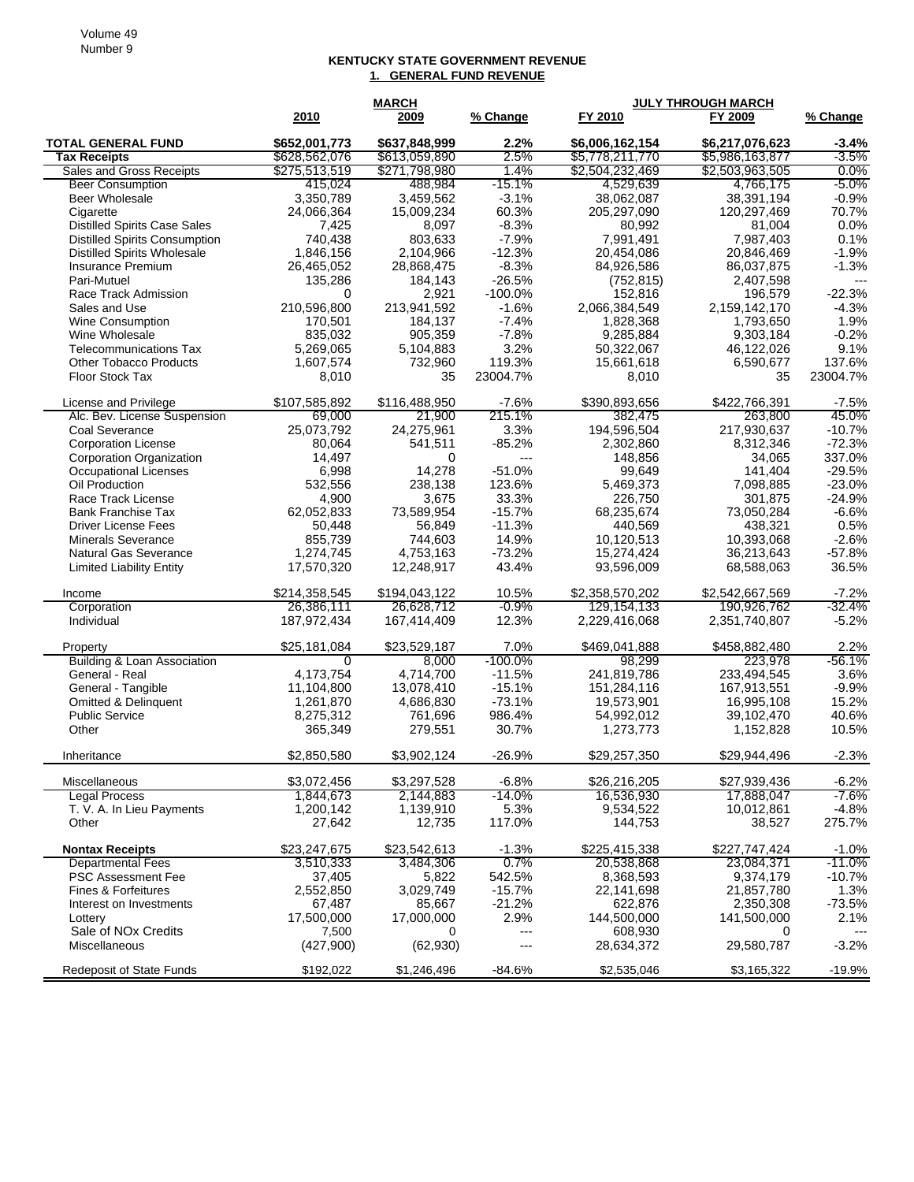## KENTUCKY STATE GOVERNMENT REVENUE

### 1. GENERAL FUND REVENUE

| | MARCH | | | JULY THROUGH MARCH | | |
|---|---|---|---|---|---|---|
| | 2010 | 2009 | % Change | FY 2010 | FY 2009 | % Change |
| **TOTAL GENERAL FUND** | **$652,001,773** | **$637,848,999** | **2.2%** | **$6,006,162,154** | **$6,217,076,623** | **-3.4%** |
| **Tax Receipts** | $628,562,076 | $613,059,890 | 2.5% | $5,778,211,770 | $5,986,163,877 | -3.5% |
| Sales and Gross Receipts | $275,513,519 | $271,798,980 | 1.4% | $2,504,232,469 | $2,503,963,505 | 0.0% |
| Beer Consumption | 415,024 | 488,984 | -15.1% | 4,529,639 | 4,766,175 | -5.0% |
| Beer Wholesale | 3,350,789 | 3,459,562 | -3.1% | 38,062,087 | 38,391,194 | -0.9% |
| Cigarette | 24,066,364 | 15,009,234 | 60.3% | 205,297,090 | 120,297,469 | 70.7% |
| Distilled Spirits Case Sales | 7,425 | 8,097 | -8.3% | 80,992 | 81,004 | 0.0% |
| Distilled Spirits Consumption | 740,438 | 803,633 | -7.9% | 7,991,491 | 7,987,403 | 0.1% |
| Distilled Spirits Wholesale | 1,846,156 | 2,104,966 | -12.3% | 20,454,086 | 20,846,469 | -1.9% |
| Insurance Premium | 26,465,052 | 28,868,475 | -8.3% | 84,926,586 | 86,037,875 | -1.3% |
| Pari-Mutuel | 135,286 | 184,143 | -26.5% | (752,815) | 2,407,598 | --- |
| Race Track Admission | 0 | 2,921 | -100.0% | 152,816 | 196,579 | -22.3% |
| Sales and Use | 210,596,800 | 213,941,592 | -1.6% | 2,066,384,549 | 2,159,142,170 | -4.3% |
| Wine Consumption | 170,501 | 184,137 | -7.4% | 1,828,368 | 1,793,650 | 1.9% |
| Wine Wholesale | 835,032 | 905,359 | -7.8% | 9,285,884 | 9,303,184 | -0.2% |
| Telecommunications Tax | 5,269,065 | 5,104,883 | 3.2% | 50,322,067 | 46,122,026 | 9.1% |
| Other Tobacco Products | 1,607,574 | 732,960 | 119.3% | 15,661,618 | 6,590,677 | 137.6% |
| Floor Stock Tax | 8,010 | 35 | 23004.7% | 8,010 | 35 | 23004.7% |
| License and Privilege | $107,585,892 | $116,488,950 | -7.6% | $390,893,656 | $422,766,391 | -7.5% |
| Alc. Bev. License Suspension | 69,000 | 21,900 | 215.1% | 382,475 | 263,800 | 45.0% |
| Coal Severance | 25,073,792 | 24,275,961 | 3.3% | 194,596,504 | 217,930,637 | -10.7% |
| Corporation License | 80,064 | 541,511 | -85.2% | 2,302,860 | 8,312,346 | -72.3% |
| Corporation Organization | 14,497 | 0 | --- | 148,856 | 34,065 | 337.0% |
| Occupational Licenses | 6,998 | 14,278 | -51.0% | 99,649 | 141,404 | -29.5% |
| Oil Production | 532,556 | 238,138 | 123.6% | 5,469,373 | 7,098,885 | -23.0% |
| Race Track License | 4,900 | 3,675 | 33.3% | 226,750 | 301,875 | -24.9% |
| Bank Franchise Tax | 62,052,833 | 73,589,954 | -15.7% | 68,235,674 | 73,050,284 | -6.6% |
| Driver License Fees | 50,448 | 56,849 | -11.3% | 440,569 | 438,321 | 0.5% |
| Minerals Severance | 855,739 | 744,603 | 14.9% | 10,120,513 | 10,393,068 | -2.6% |
| Natural Gas Severance | 1,274,745 | 4,753,163 | -73.2% | 15,274,424 | 36,213,643 | -57.8% |
| Limited Liability Entity | 17,570,320 | 12,248,917 | 43.4% | 93,596,009 | 68,588,063 | 36.5% |
| Income | $214,358,545 | $194,043,122 | 10.5% | $2,358,570,202 | $2,542,667,569 | -7.2% |
| Corporation | 26,386,111 | 26,628,712 | -0.9% | 129,154,133 | 190,926,762 | -32.4% |
| Individual | 187,972,434 | 167,414,409 | 12.3% | 2,229,416,068 | 2,351,740,807 | -5.2% |
| Property | $25,181,084 | $23,529,187 | 7.0% | $469,041,888 | $458,882,480 | 2.2% |
| Building & Loan Association | 0 | 8,000 | -100.0% | 98,299 | 223,978 | -56.1% |
| General - Real | 4,173,754 | 4,714,700 | -11.5% | 241,819,786 | 233,494,545 | 3.6% |
| General - Tangible | 11,104,800 | 13,078,410 | -15.1% | 151,284,116 | 167,913,551 | -9.9% |
| Omitted & Delinquent | 1,261,870 | 4,686,830 | -73.1% | 19,573,901 | 16,995,108 | 15.2% |
| Public Service | 8,275,312 | 761,696 | 986.4% | 54,992,012 | 39,102,470 | 40.6% |
| Other | 365,349 | 279,551 | 30.7% | 1,273,773 | 1,152,828 | 10.5% |
| Inheritance | $2,850,580 | $3,902,124 | -26.9% | $29,257,350 | $29,944,496 | -2.3% |
| Miscellaneous | $3,072,456 | $3,297,528 | -6.8% | $26,216,205 | $27,939,436 | -6.2% |
| Legal Process | 1,844,673 | 2,144,883 | -14.0% | 16,536,930 | 17,888,047 | -7.6% |
| T. V. A. In Lieu Payments | 1,200,142 | 1,139,910 | 5.3% | 9,534,522 | 10,012,861 | -4.8% |
| Other | 27,642 | 12,735 | 117.0% | 144,753 | 38,527 | 275.7% |
| **Nontax Receipts** | $23,247,675 | $23,542,613 | -1.3% | $225,415,338 | $227,747,424 | -1.0% |
| Departmental Fees | 3,510,333 | 3,484,306 | 0.7% | 20,538,868 | 23,084,371 | -11.0% |
| PSC Assessment Fee | 37,405 | 5,822 | 542.5% | 8,368,593 | 9,374,179 | -10.7% |
| Fines & Forfeitures | 2,552,850 | 3,029,749 | -15.7% | 22,141,698 | 21,857,780 | 1.3% |
| Interest on Investments | 67,487 | 85,667 | -21.2% | 622,876 | 2,350,308 | -73.5% |
| Lottery | 17,500,000 | 17,000,000 | 2.9% | 144,500,000 | 141,500,000 | 2.1% |
| Sale of NOx Credits | 7,500 | 0 | --- | 608,930 | 0 | --- |
| Miscellaneous | (427,900) | (62,930) | --- | 28,634,372 | 29,580,787 | -3.2% |
| Redeposit of State Funds | $192,022 | $1,246,496 | -84.6% | $2,535,046 | $3,165,322 | -19.9% |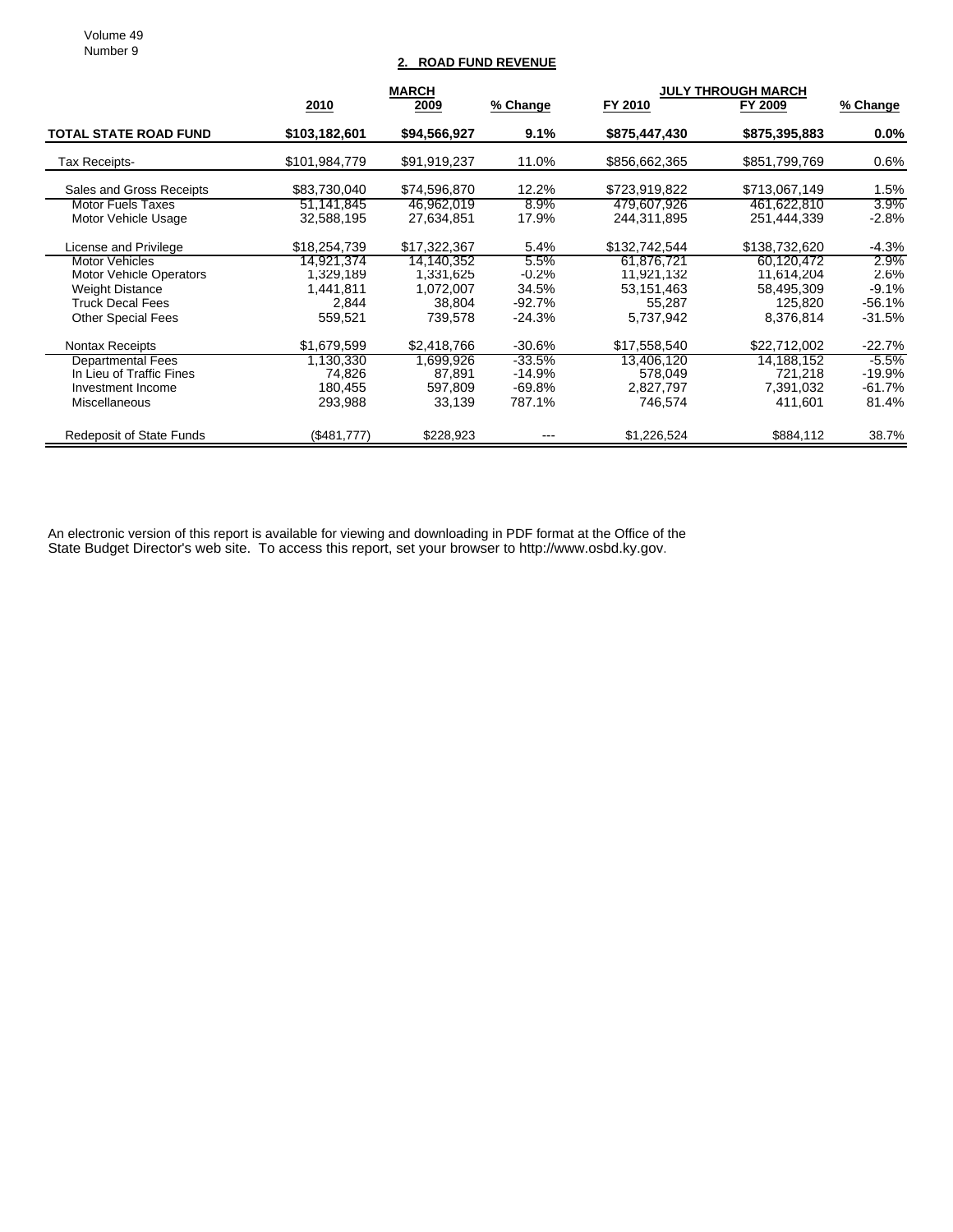## 2. ROAD FUND REVENUE

| | MARCH | | | JULY THROUGH MARCH | | |
|---|---|---|---|---|---|---|
| | 2010 | 2009 | % Change | FY 2010 | FY 2009 | % Change |
| **TOTAL STATE ROAD FUND** | **$103,182,601** | **$94,566,927** | **9.1%** | **$875,447,430** | **$875,395,883** | **0.0%** |
| Tax Receipts- | $101,984,779 | $91,919,237 | 11.0% | $856,662,365 | $851,799,769 | 0.6% |
| Sales and Gross Receipts | $83,730,040 | $74,596,870 | 12.2% | $723,919,822 | $713,067,149 | 1.5% |
| Motor Fuels Taxes | 51,141,845 | 46,962,019 | 8.9% | 479,607,926 | 461,622,810 | 3.9% |
| Motor Vehicle Usage | 32,588,195 | 27,634,851 | 17.9% | 244,311,895 | 251,444,339 | -2.8% |
| License and Privilege | $18,254,739 | $17,322,367 | 5.4% | $132,742,544 | $138,732,620 | -4.3% |
| Motor Vehicles | 14,921,374 | 14,140,352 | 5.5% | 61,876,721 | 60,120,472 | 2.9% |
| Motor Vehicle Operators | 1,329,189 | 1,331,625 | -0.2% | 11,921,132 | 11,614,204 | 2.6% |
| Weight Distance | 1,441,811 | 1,072,007 | 34.5% | 53,151,463 | 58,495,309 | -9.1% |
| Truck Decal Fees | 2,844 | 38,804 | -92.7% | 55,287 | 125,820 | -56.1% |
| Other Special Fees | 559,521 | 739,578 | -24.3% | 5,737,942 | 8,376,814 | -31.5% |
| Nontax Receipts | $1,679,599 | $2,418,766 | -30.6% | $17,558,540 | $22,712,002 | -22.7% |
| Departmental Fees | 1,130,330 | 1,699,926 | -33.5% | 13,406,120 | 14,188,152 | -5.5% |
| In Lieu of Traffic Fines | 74,826 | 87,891 | -14.9% | 578,049 | 721,218 | -19.9% |
| Investment Income | 180,455 | 597,809 | -69.8% | 2,827,797 | 7,391,032 | -61.7% |
| Miscellaneous | 293,988 | 33,139 | 787.1% | 746,574 | 411,601 | 81.4% |
| Redeposit of State Funds | ($481,777) | $228,923 | --- | $1,226,524 | $884,112 | 38.7% |

An electronic version of this report is available for viewing and downloading in PDF format at the Office of the State Budget Director's web site. To access this report, set your browser to http://www.osbd.ky.gov.